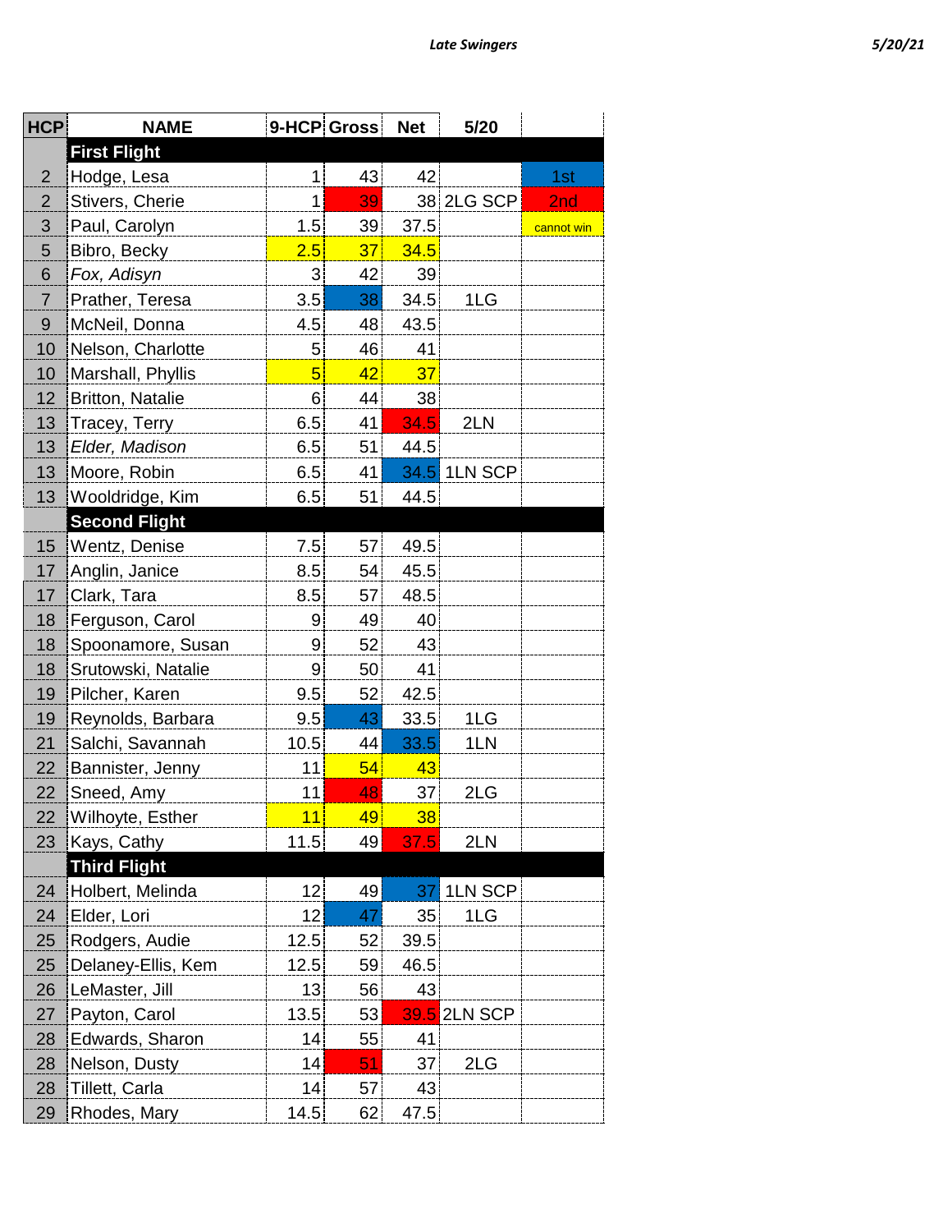*Late Swingers* *5/20/21*

| HCP | NAME | 9-HCP | Gross | Net | 5/20 | |
|---|---|---|---|---|---|---|
| | **First Flight** | | | | | |
| 2 | Hodge, Lesa | 1 | 43 | 42 | | 1st |
| 2 | Stivers, Cherie | 1 | 39 | 38 | 2LG SCP | 2nd |
| 3 | Paul, Carolyn | 1.5 | 39 | 37.5 | | cannot win |
| 5 | Bibro, Becky | 2.5 | 37 | 34.5 | | |
| 6 | *Fox, Adisyn* | 3 | 42 | 39 | | |
| 7 | Prather, Teresa | 3.5 | 38 | 34.5 | 1LG | |
| 9 | McNeil, Donna | 4.5 | 48 | 43.5 | | |
| 10 | Nelson, Charlotte | 5 | 46 | 41 | | |
| 10 | Marshall, Phyllis | 5 | 42 | 37 | | |
| 12 | Britton, Natalie | 6 | 44 | 38 | | |
| 13 | Tracey, Terry | 6.5 | 41 | 34.5 | 2LN | |
| 13 | *Elder, Madison* | 6.5 | 51 | 44.5 | | |
| 13 | Moore, Robin | 6.5 | 41 | 34.5 | 1LN SCP | |
| 13 | Wooldridge, Kim | 6.5 | 51 | 44.5 | | |
| | **Second Flight** | | | | | |
| 15 | Wentz, Denise | 7.5 | 57 | 49.5 | | |
| 17 | Anglin, Janice | 8.5 | 54 | 45.5 | | |
| 17 | Clark, Tara | 8.5 | 57 | 48.5 | | |
| 18 | Ferguson, Carol | 9 | 49 | 40 | | |
| 18 | Spoonamore, Susan | 9 | 52 | 43 | | |
| 18 | Srutowski, Natalie | 9 | 50 | 41 | | |
| 19 | Pilcher, Karen | 9.5 | 52 | 42.5 | | |
| 19 | Reynolds, Barbara | 9.5 | 43 | 33.5 | 1LG | |
| 21 | Salchi, Savannah | 10.5 | 44 | 33.5 | 1LN | |
| 22 | Bannister, Jenny | 11 | 54 | 43 | | |
| 22 | Sneed, Amy | 11 | 48 | 37 | 2LG | |
| 22 | Wilhoyte, Esther | 11 | 49 | 38 | | |
| 23 | Kays, Cathy | 11.5 | 49 | 37.5 | 2LN | |
| | **Third Flight** | | | | | |
| 24 | Holbert, Melinda | 12 | 49 | 37 | 1LN SCP | |
| 24 | Elder, Lori | 12 | 47 | 35 | 1LG | |
| 25 | Rodgers, Audie | 12.5 | 52 | 39.5 | | |
| 25 | Delaney-Ellis, Kem | 12.5 | 59 | 46.5 | | |
| 26 | LeMaster, Jill | 13 | 56 | 43 | | |
| 27 | Payton, Carol | 13.5 | 53 | 39.5 | 2LN SCP | |
| 28 | Edwards, Sharon | 14 | 55 | 41 | | |
| 28 | Nelson, Dusty | 14 | 51 | 37 | 2LG | |
| 28 | Tillett, Carla | 14 | 57 | 43 | | |
| 29 | Rhodes, Mary | 14.5 | 62 | 47.5 | | |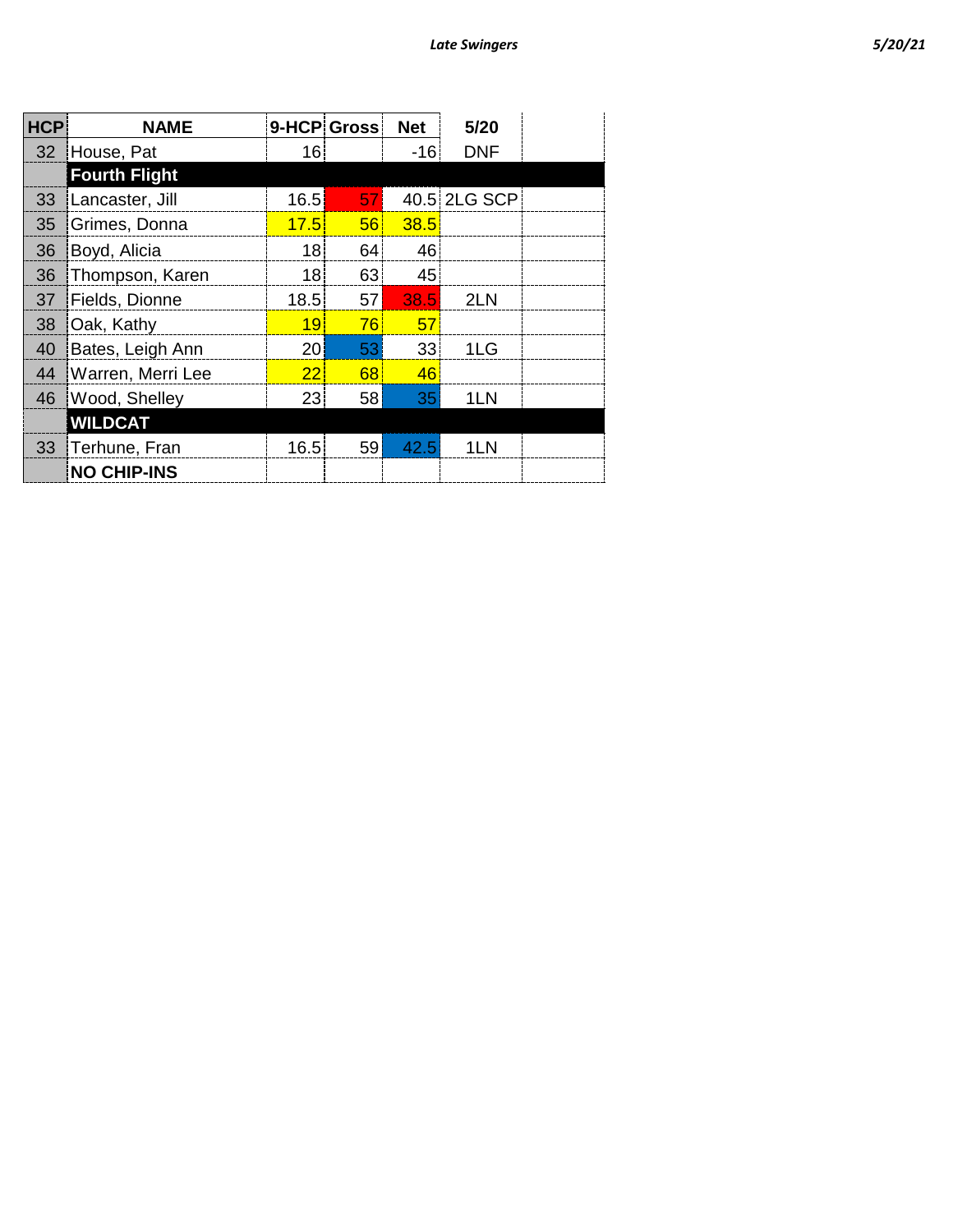| HCP | NAME | 9-HCP | Gross | Net | 5/20 | |
|---|---|---|---|---|---|---|
| 32 | House, Pat | 16 | | -16 | DNF | |
| | **Fourth Flight** | | | | | |
| 33 | Lancaster, Jill | 16.5 | 57 | 40.5 | 2LG SCP | |
| 35 | Grimes, Donna | 17.5 | 56 | 38.5 | | |
| 36 | Boyd, Alicia | 18 | 64 | 46 | | |
| 36 | Thompson, Karen | 18 | 63 | 45 | | |
| 37 | Fields, Dionne | 18.5 | 57 | 38.5 | 2LN | |
| 38 | Oak, Kathy | 19 | 76 | 57 | | |
| 40 | Bates, Leigh Ann | 20 | 53 | 33 | 1LG | |
| 44 | Warren, Merri Lee | 22 | 68 | 46 | | |
| 46 | Wood, Shelley | 23 | 58 | 35 | 1LN | |
| | **WILDCAT** | | | | | |
| 33 | Terhune, Fran | 16.5 | 59 | 42.5 | 1LN | |
| | **NO CHIP-INS** | | | | | |